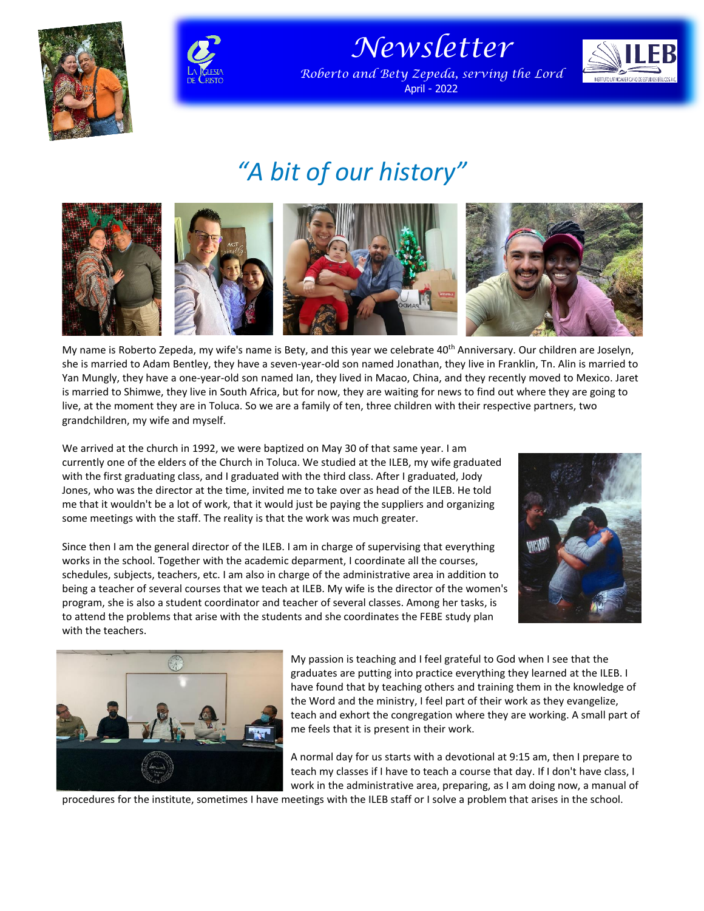# Newsletter

*Roberto and Bety Zepeda, serving the Lord*

April - 2022

## *"A bit of our history"*

My name is Roberto Zepeda, my wife's name is Bety, and this year we celebrate 40th Anniversary. Our children are Joselyn, she is married to Adam Bentley, they have a seven-year-old son named Jonathan, they live in Franklin, Tn. Alin is married to Yan Mungly, they have a one-year-old son named Ian, they lived in Macao, China, and they recently moved to Mexico. Jaret is married to Shimwe, they live in South Africa, but for now, they are waiting for news to find out where they are going to live, at the moment they are in Toluca. So we are a family of ten, three children with their respective partners, two grandchildren, my wife and myself.

We arrived at the church in 1992, we were baptized on May 30 of that same year. I am currently one of the elders of the Church in Toluca. We studied at the ILEB, my wife graduated with the first graduating class, and I graduated with the third class. After I graduated, Jody Jones, who was the director at the time, invited me to take over as head of the ILEB. He told me that it wouldn't be a lot of work, that it would just be paying the suppliers and organizing some meetings with the staff. The reality is that the work was much greater.

Since then I am the general director of the ILEB. I am in charge of supervising that everything works in the school. Together with the academic deparment, I coordinate all the courses, schedules, subjects, teachers, etc. I am also in charge of the administrative area in addition to being a teacher of several courses that we teach at ILEB. My wife is the director of the women's program, she is also a student coordinator and teacher of several classes. Among her tasks, is to attend the problems that arise with the students and she coordinates the FEBE study plan with the teachers.

My passion is teaching and I feel grateful to God when I see that the graduates are putting into practice everything they learned at the ILEB. I have found that by teaching others and training them in the knowledge of the Word and the ministry, I feel part of their work as they evangelize, teach and exhort the congregation where they are working. A small part of me feels that it is present in their work.

A normal day for us starts with a devotional at 9:15 am, then I prepare to teach my classes if I have to teach a course that day. If I don't have class, I work in the administrative area, preparing, as I am doing now, a manual of procedures for the institute, sometimes I have meetings with the ILEB staff or I solve a problem that arises in the school.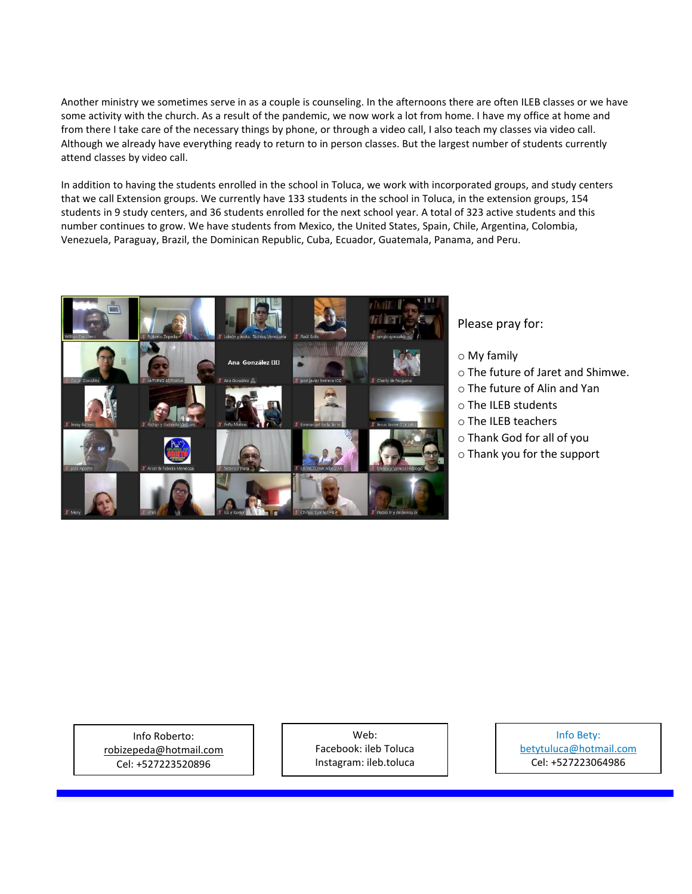Another ministry we sometimes serve in as a couple is counseling. In the afternoons there are often ILEB classes or we have some activity with the church. As a result of the pandemic, we now work a lot from home. I have my office at home and from there I take care of the necessary things by phone, or through a video call, I also teach my classes via video call. Although we already have everything ready to return to in person classes. But the largest number of students currently attend classes by video call.

In addition to having the students enrolled in the school in Toluca, we work with incorporated groups, and study centers that we call Extension groups. We currently have 133 students in the school in Toluca, in the extension groups, 154 students in 9 study centers, and 36 students enrolled for the next school year. A total of 323 active students and this number continues to grow. We have students from Mexico, the United States, Spain, Chile, Argentina, Colombia, Venezuela, Paraguay, Brazil, the Dominican Republic, Cuba, Ecuador, Guatemala, Panama, and Peru.

Please pray for:

- My family
- The future of Jaret and Shimwe.
- The future of Alin and Yan
- The ILEB students
- The ILEB teachers
- Thank God for all of you
- Thank you for the support

Info Roberto:
robizepeda@hotmail.com
Cel: +527223520896

Web:
Facebook: ileb Toluca
Instagram: ileb.toluca

Info Bety:
betytuluca@hotmail.com
Cel: +527223064986